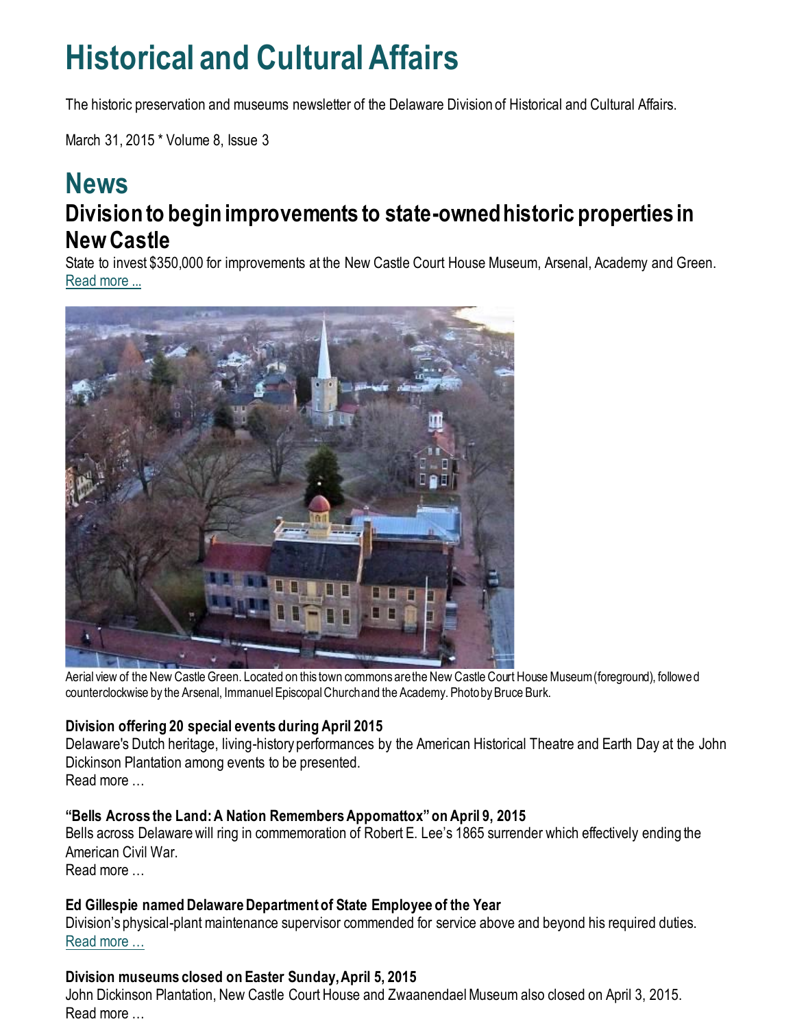# Historical and Cultural Affairs

The historic preservation and museums newsletter of the Delaware Division of Historical and Cultural Affairs.

March 31, 2015 * Volume 8, Issue 3

# News

## Division to begin improvements to state-owned historic properties in New Castle

State to invest $350,000 for improvements at the New Castle Court House Museum, Arsenal, Academy and Green. Read more ...

Aerial view of the New Castle Green. Located on this town commons are the New Castle Court House Museum (foreground), followed counterclockwise by the Arsenal, Immanuel Episcopal Church and the Academy. Photo by Bruce Burk.

### Division offering 20 special events during April 2015

Delaware's Dutch heritage, living-history performances by the American Historical Theatre and Earth Day at the John Dickinson Plantation among events to be presented.
Read more …

### "Bells Across the Land: A Nation Remembers Appomattox" on April 9, 2015

Bells across Delaware will ring in commemoration of Robert E. Lee's 1865 surrender which effectively ending the American Civil War.
Read more …

### Ed Gillespie named Delaware Department of State Employee of the Year

Division's physical-plant maintenance supervisor commended for service above and beyond his required duties.
Read more …

### Division museums closed on Easter Sunday, April 5, 2015

John Dickinson Plantation, New Castle Court House and Zwaanendael Museum also closed on April 3, 2015.
Read more …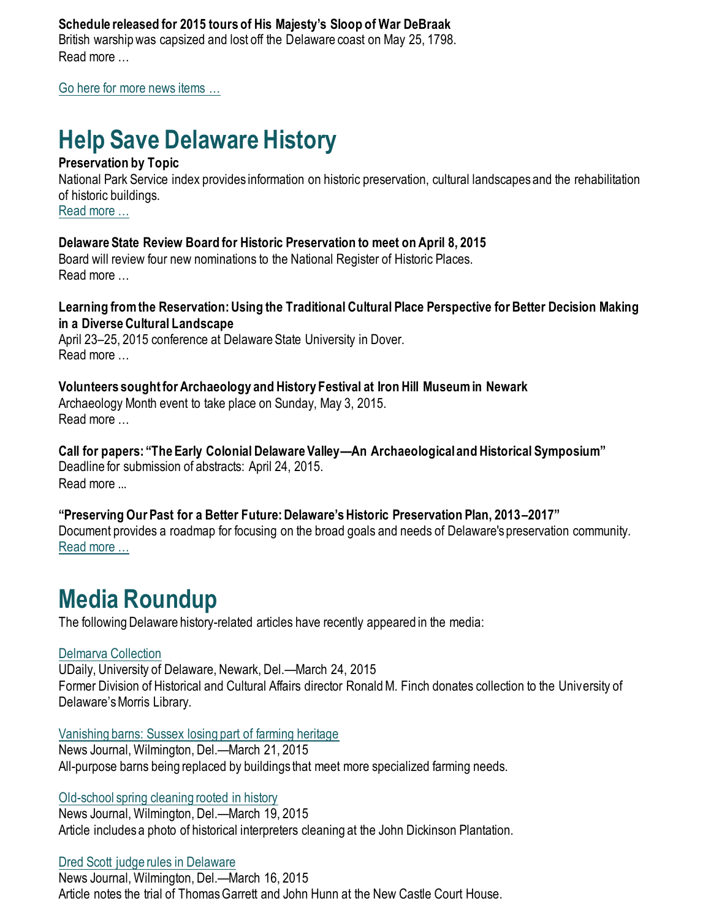**Schedule released for 2015 tours of His Majesty's Sloop of War DeBraak**
British warship was capsized and lost off the Delaware coast on May 25, 1798.
Read more …

Go here for more news items …

# Help Save Delaware History

**Preservation by Topic**
National Park Service index provides information on historic preservation, cultural landscapes and the rehabilitation of historic buildings.
Read more …

**Delaware State Review Board for Historic Preservation to meet on April 8, 2015**
Board will review four new nominations to the National Register of Historic Places.
Read more …

**Learning from the Reservation: Using the Traditional Cultural Place Perspective for Better Decision Making in a Diverse Cultural Landscape**
April 23–25, 2015 conference at Delaware State University in Dover.
Read more …

**Volunteers sought for Archaeology and History Festival at Iron Hill Museum in Newark**
Archaeology Month event to take place on Sunday, May 3, 2015.
Read more …

**Call for papers: "The Early Colonial Delaware Valley—An Archaeological and Historical Symposium"**
Deadline for submission of abstracts: April 24, 2015.
Read more ...

**"Preserving Our Past for a Better Future: Delaware's Historic Preservation Plan, 2013–2017"**
Document provides a roadmap for focusing on the broad goals and needs of Delaware's preservation community.
Read more …

# Media Roundup

The following Delaware history-related articles have recently appeared in the media:

Delmarva Collection
UDaily, University of Delaware, Newark, Del.—March 24, 2015
Former Division of Historical and Cultural Affairs director Ronald M. Finch donates collection to the University of Delaware's Morris Library.

Vanishing barns: Sussex losing part of farming heritage
News Journal, Wilmington, Del.—March 21, 2015
All-purpose barns being replaced by buildings that meet more specialized farming needs.

Old-school spring cleaning rooted in history
News Journal, Wilmington, Del.—March 19, 2015
Article includes a photo of historical interpreters cleaning at the John Dickinson Plantation.

Dred Scott judge rules in Delaware
News Journal, Wilmington, Del.—March 16, 2015
Article notes the trial of Thomas Garrett and John Hunn at the New Castle Court House.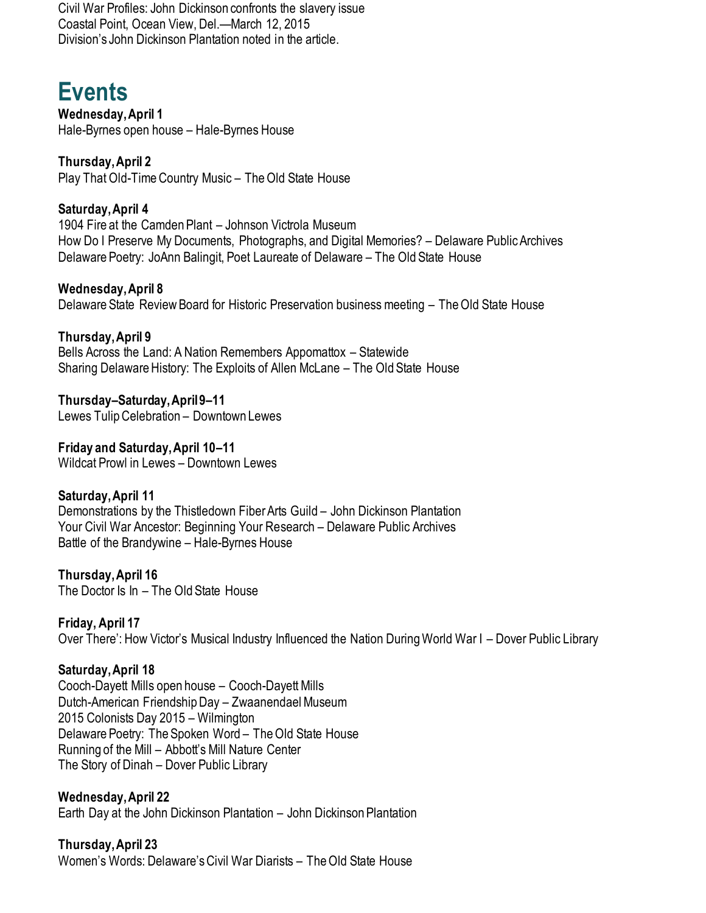Civil War Profiles: John Dickinson confronts the slavery issue
Coastal Point, Ocean View, Del.—March 12, 2015
Division's John Dickinson Plantation noted in the article.

# Events

**Wednesday, April 1**
Hale-Byrnes open house – Hale-Byrnes House

**Thursday, April 2**
Play That Old-Time Country Music – The Old State House

**Saturday, April 4**
1904 Fire at the Camden Plant – Johnson Victrola Museum
How Do I Preserve My Documents, Photographs, and Digital Memories? – Delaware Public Archives
Delaware Poetry: JoAnn Balingit, Poet Laureate of Delaware – The Old State House

**Wednesday, April 8**
Delaware State Review Board for Historic Preservation business meeting – The Old State House

**Thursday, April 9**
Bells Across the Land: A Nation Remembers Appomattox – Statewide
Sharing Delaware History: The Exploits of Allen McLane – The Old State House

**Thursday–Saturday, April 9–11**
Lewes Tulip Celebration – Downtown Lewes

**Friday and Saturday, April 10–11**
Wildcat Prowl in Lewes – Downtown Lewes

**Saturday, April 11**
Demonstrations by the Thistledown Fiber Arts Guild – John Dickinson Plantation
Your Civil War Ancestor: Beginning Your Research – Delaware Public Archives
Battle of the Brandywine – Hale-Byrnes House

**Thursday, April 16**
The Doctor Is In – The Old State House

**Friday, April 17**
Over There': How Victor's Musical Industry Influenced the Nation During World War I – Dover Public Library

**Saturday, April 18**
Cooch-Dayett Mills open house – Cooch-Dayett Mills
Dutch-American Friendship Day – Zwaanendael Museum
2015 Colonists Day 2015 – Wilmington
Delaware Poetry: The Spoken Word – The Old State House
Running of the Mill – Abbott's Mill Nature Center
The Story of Dinah – Dover Public Library

**Wednesday, April 22**
Earth Day at the John Dickinson Plantation – John Dickinson Plantation

**Thursday, April 23**
Women's Words: Delaware's Civil War Diarists – The Old State House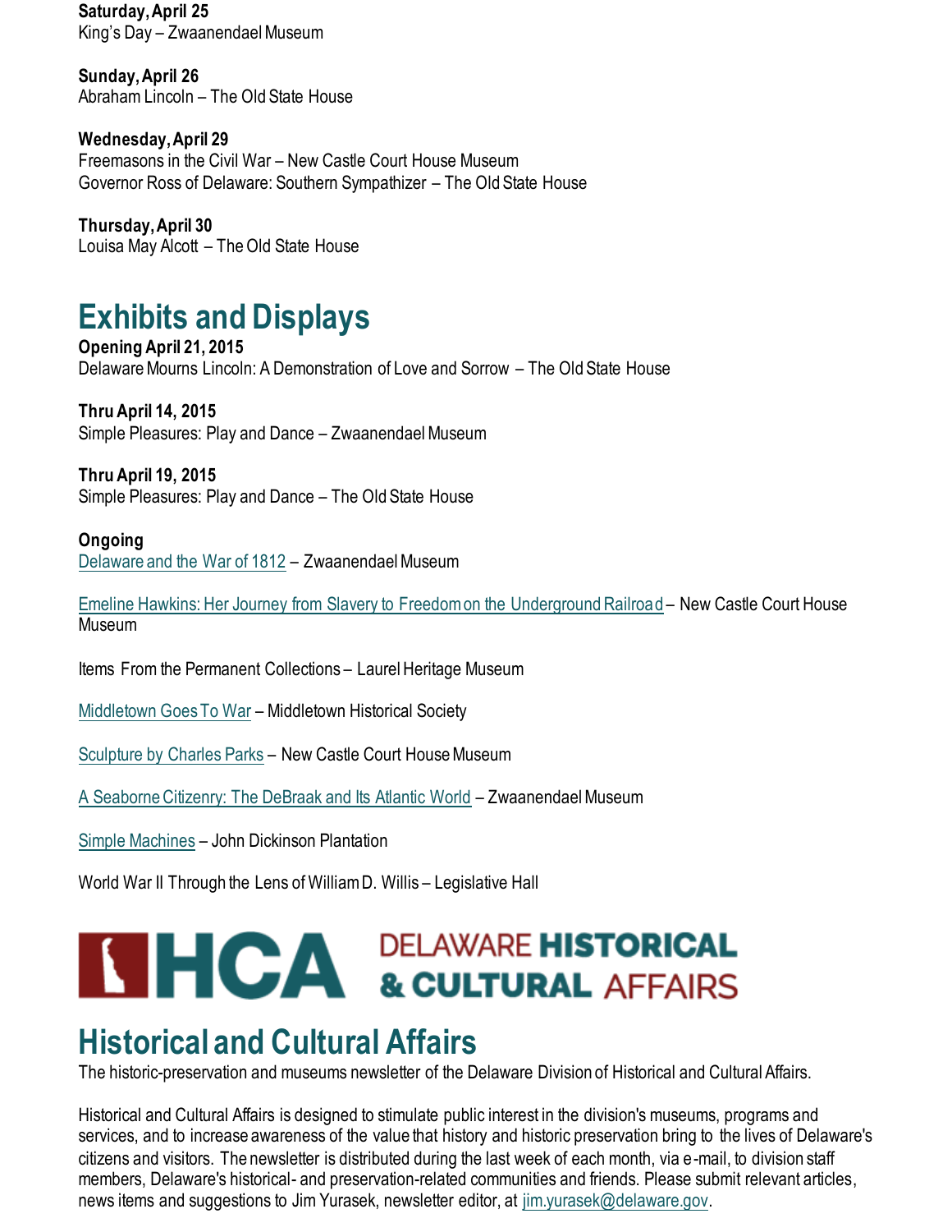**Saturday, April 25**
King's Day – Zwaanendael Museum

**Sunday, April 26**
Abraham Lincoln – The Old State House

**Wednesday, April 29**
Freemasons in the Civil War – New Castle Court House Museum
Governor Ross of Delaware: Southern Sympathizer – The Old State House

**Thursday, April 30**
Louisa May Alcott – The Old State House

## Exhibits and Displays

**Opening April 21, 2015**
Delaware Mourns Lincoln: A Demonstration of Love and Sorrow – The Old State House

**Thru April 14, 2015**
Simple Pleasures: Play and Dance – Zwaanendael Museum

**Thru April 19, 2015**
Simple Pleasures: Play and Dance – The Old State House

**Ongoing**
Delaware and the War of 1812 – Zwaanendael Museum

Emeline Hawkins: Her Journey from Slavery to Freedom on the Underground Railroad – New Castle Court House Museum

Items From the Permanent Collections – Laurel Heritage Museum

Middletown Goes To War – Middletown Historical Society

Sculpture by Charles Parks – New Castle Court House Museum

A Seaborne Citizenry: The DeBraak and Its Atlantic World – Zwaanendael Museum

Simple Machines – John Dickinson Plantation

World War II Through the Lens of William D. Willis – Legislative Hall

HCA DELAWARE HISTORICAL & CULTURAL AFFAIRS

## Historical and Cultural Affairs

The historic-preservation and museums newsletter of the Delaware Division of Historical and Cultural Affairs.

Historical and Cultural Affairs is designed to stimulate public interest in the division's museums, programs and services, and to increase awareness of the value that history and historic preservation bring to the lives of Delaware's citizens and visitors. The newsletter is distributed during the last week of each month, via e-mail, to division staff members, Delaware's historical- and preservation-related communities and friends. Please submit relevant articles, news items and suggestions to Jim Yurasek, newsletter editor, at jim.yurasek@delaware.gov.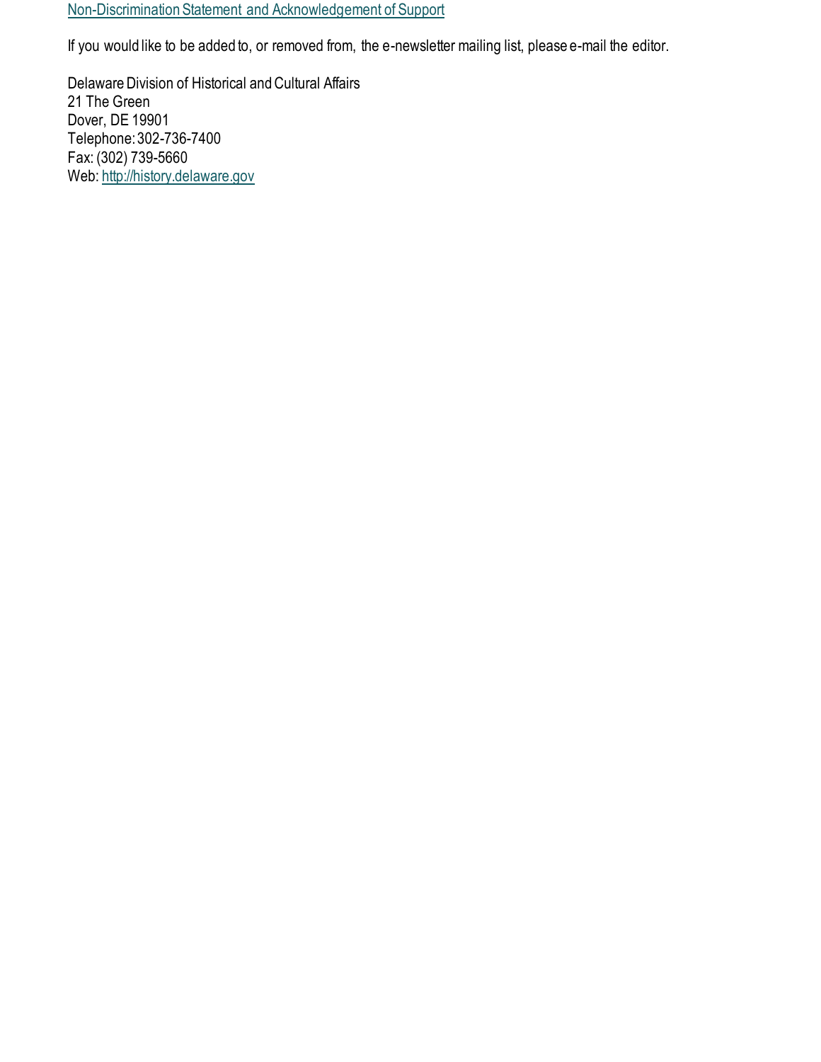[Non-Discrimination Statement and Acknowledgement of Support](#)

If you would like to be added to, or removed from, the e-newsletter mailing list, please e-mail the editor.

Delaware Division of Historical and Cultural Affairs
21 The Green
Dover, DE 19901
Telephone: 302-736-7400
Fax: (302) 739-5660
Web: [http://history.delaware.gov](http://history.delaware.gov)